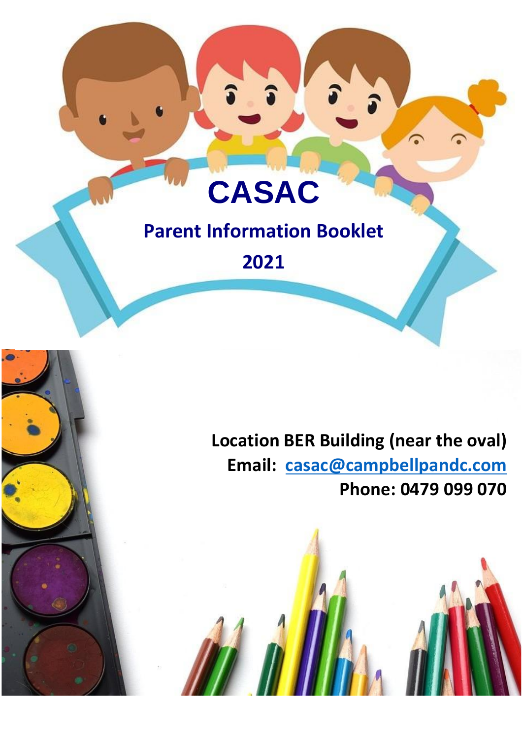# CASAC

## Parent Information Booklet

## 2021

**Location BER Building (near the oval)**

**Email: casac@campbellpandc.com**

**Phone: 0479 099 070**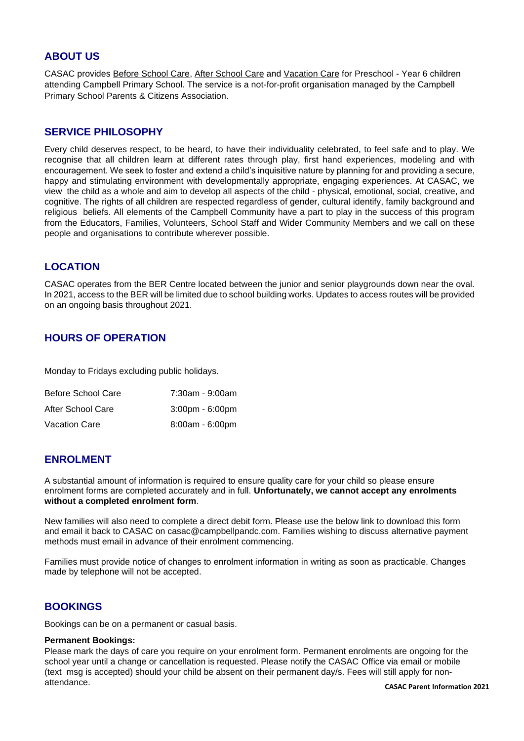## ABOUT US

CASAC provides Before School Care, After School Care and Vacation Care for Preschool - Year 6 children attending Campbell Primary School. The service is a not-for-profit organisation managed by the Campbell Primary School Parents & Citizens Association.

## SERVICE PHILOSOPHY

Every child deserves respect, to be heard, to have their individuality celebrated, to feel safe and to play. We recognise that all children learn at different rates through play, first hand experiences, modeling and with encouragement. We seek to foster and extend a child's inquisitive nature by planning for and providing a secure, happy and stimulating environment with developmentally appropriate, engaging experiences. At CASAC, we view the child as a whole and aim to develop all aspects of the child - physical, emotional, social, creative, and cognitive. The rights of all children are respected regardless of gender, cultural identify, family background and religious beliefs. All elements of the Campbell Community have a part to play in the success of this program from the Educators, Families, Volunteers, School Staff and Wider Community Members and we call on these people and organisations to contribute wherever possible.

## LOCATION

CASAC operates from the BER Centre located between the junior and senior playgrounds down near the oval. In 2021, access to the BER will be limited due to school building works. Updates to access routes will be provided on an ongoing basis throughout 2021.

## HOURS OF OPERATION

Monday to Fridays excluding public holidays.

| | |
|---|---|
| Before School Care | 7:30am - 9:00am |
| After School Care | 3:00pm - 6:00pm |
| Vacation Care | 8:00am - 6:00pm |

## ENROLMENT

A substantial amount of information is required to ensure quality care for your child so please ensure enrolment forms are completed accurately and in full. **Unfortunately, we cannot accept any enrolments without a completed enrolment form**.

New families will also need to complete a direct debit form. Please use the below link to download this form and email it back to CASAC on casac@campbellpandc.com. Families wishing to discuss alternative payment methods must email in advance of their enrolment commencing.

Families must provide notice of changes to enrolment information in writing as soon as practicable. Changes made by telephone will not be accepted.

## BOOKINGS

Bookings can be on a permanent or casual basis.

**Permanent Bookings:**

Please mark the days of care you require on your enrolment form. Permanent enrolments are ongoing for the school year until a change or cancellation is requested. Please notify the CASAC Office via email or mobile (text msg is accepted) should your child be absent on their permanent day/s. Fees will still apply for non-attendance.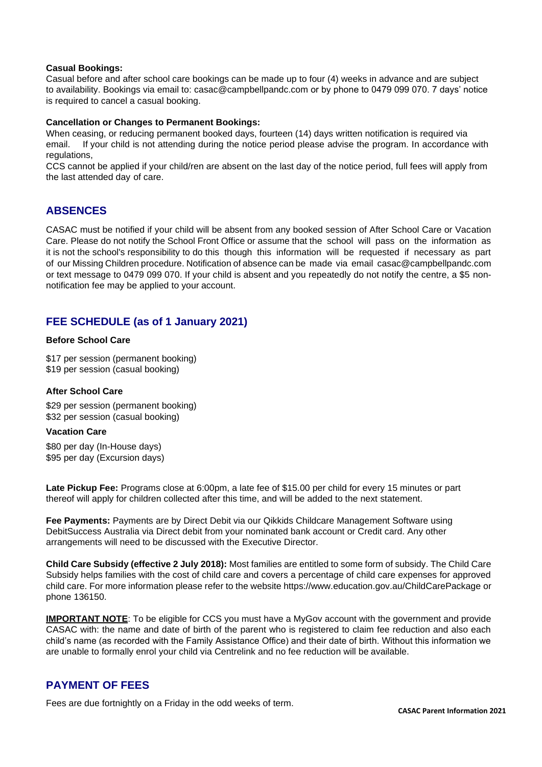**Casual Bookings:**
Casual before and after school care bookings can be made up to four (4) weeks in advance and are subject to availability. Bookings via email to: casac@campbellpandc.com or by phone to 0479 099 070. 7 days' notice is required to cancel a casual booking.

**Cancellation or Changes to Permanent Bookings:**
When ceasing, or reducing permanent booked days, fourteen (14) days written notification is required via email. If your child is not attending during the notice period please advise the program. In accordance with regulations,
CCS cannot be applied if your child/ren are absent on the last day of the notice period, full fees will apply from the last attended day of care.

## ABSENCES

CASAC must be notified if your child will be absent from any booked session of After School Care or Vacation Care. Please do not notify the School Front Office or assume that the school will pass on the information as it is not the school's responsibility to do this though this information will be requested if necessary as part of our Missing Children procedure. Notification of absence can be made via email casac@campbellpandc.com or text message to 0479 099 070. If your child is absent and you repeatedly do not notify the centre, a $5 non-notification fee may be applied to your account.

## FEE SCHEDULE (as of 1 January 2021)

**Before School Care**

$17 per session (permanent booking)
$19 per session (casual booking)

**After School Care**

$29 per session (permanent booking)
$32 per session (casual booking)

**Vacation Care**

$80 per day (In-House days)
$95 per day (Excursion days)

**Late Pickup Fee:** Programs close at 6:00pm, a late fee of $15.00 per child for every 15 minutes or part thereof will apply for children collected after this time, and will be added to the next statement.

**Fee Payments:** Payments are by Direct Debit via our Qikkids Childcare Management Software using DebitSuccess Australia via Direct debit from your nominated bank account or Credit card. Any other arrangements will need to be discussed with the Executive Director.

**Child Care Subsidy (effective 2 July 2018):** Most families are entitled to some form of subsidy. The Child Care Subsidy helps families with the cost of child care and covers a percentage of child care expenses for approved child care. For more information please refer to the website https://www.education.gov.au/ChildCarePackage or phone 136150.

**IMPORTANT NOTE**: To be eligible for CCS you must have a MyGov account with the government and provide CASAC with: the name and date of birth of the parent who is registered to claim fee reduction and also each child's name (as recorded with the Family Assistance Office) and their date of birth. Without this information we are unable to formally enrol your child via Centrelink and no fee reduction will be available.

## PAYMENT OF FEES

Fees are due fortnightly on a Friday in the odd weeks of term.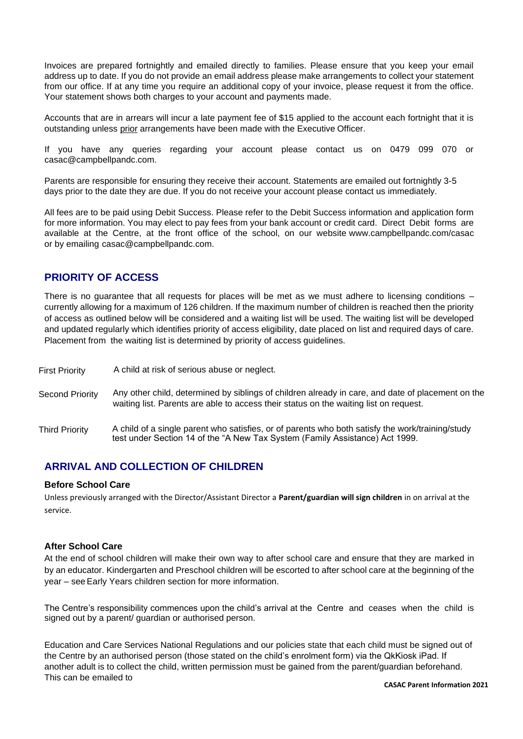Invoices are prepared fortnightly and emailed directly to families. Please ensure that you keep your email address up to date. If you do not provide an email address please make arrangements to collect your statement from our office. If at any time you require an additional copy of your invoice, please request it from the office. Your statement shows both charges to your account and payments made.

Accounts that are in arrears will incur a late payment fee of $15 applied to the account each fortnight that it is outstanding unless prior arrangements have been made with the Executive Officer.

If you have any queries regarding your account please contact us on 0479 099 070 or casac@campbellpandc.com.

Parents are responsible for ensuring they receive their account. Statements are emailed out fortnightly 3-5 days prior to the date they are due. If you do not receive your account please contact us immediately.

All fees are to be paid using Debit Success. Please refer to the Debit Success information and application form for more information. You may elect to pay fees from your bank account or credit card. Direct Debit forms are available at the Centre, at the front office of the school, on our website www.campbellpandc.com/casac or by emailing casac@campbellpandc.com.

## PRIORITY OF ACCESS

There is no guarantee that all requests for places will be met as we must adhere to licensing conditions – currently allowing for a maximum of 126 children. If the maximum number of children is reached then the priority of access as outlined below will be considered and a waiting list will be used. The waiting list will be developed and updated regularly which identifies priority of access eligibility, date placed on list and required days of care. Placement from the waiting list is determined by priority of access guidelines.

| | |
|---|---|
| First Priority | A child at risk of serious abuse or neglect. |
| Second Priority | Any other child, determined by siblings of children already in care, and date of placement on the waiting list. Parents are able to access their status on the waiting list on request. |
| Third Priority | A child of a single parent who satisfies, or of parents who both satisfy the work/training/study test under Section 14 of the "A New Tax System (Family Assistance) Act 1999. |

## ARRIVAL AND COLLECTION OF CHILDREN

### Before School Care

Unless previously arranged with the Director/Assistant Director a **Parent/guardian will sign children** in on arrival at the service.

### After School Care

At the end of school children will make their own way to after school care and ensure that they are marked in by an educator. Kindergarten and Preschool children will be escorted to after school care at the beginning of the year – see Early Years children section for more information.

The Centre's responsibility commences upon the child's arrival at the Centre and ceases when the child is signed out by a parent/ guardian or authorised person.

Education and Care Services National Regulations and our policies state that each child must be signed out of the Centre by an authorised person (those stated on the child's enrolment form) via the QkKiosk iPad. If another adult is to collect the child, written permission must be gained from the parent/guardian beforehand. This can be emailed to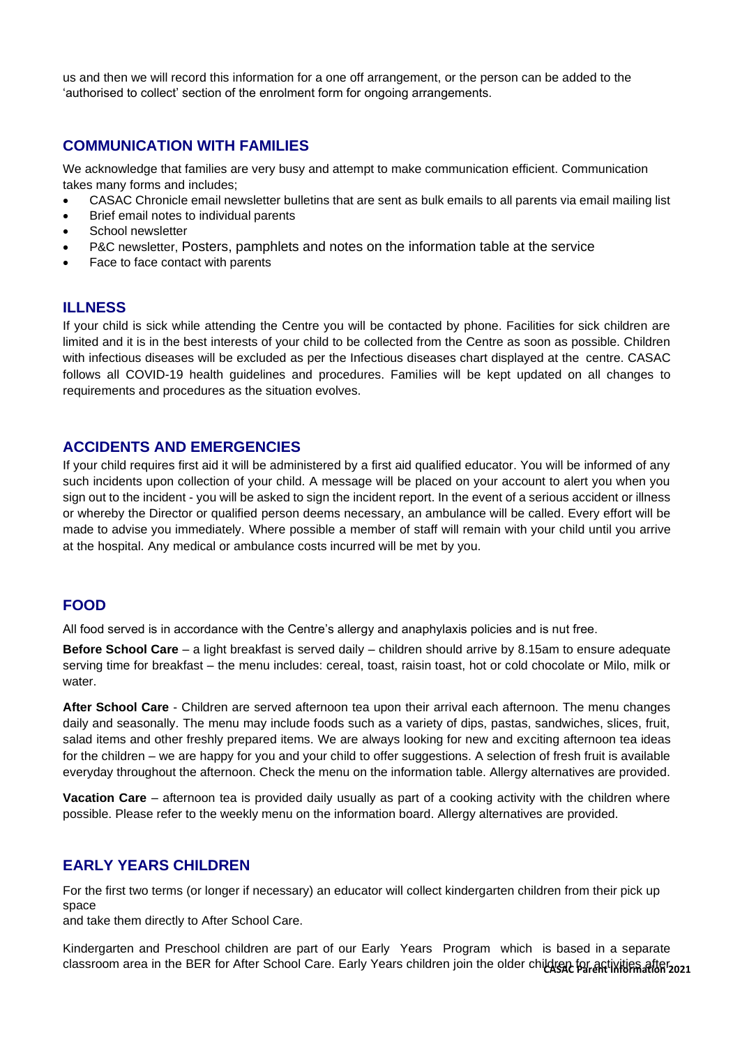us and then we will record this information for a one off arrangement, or the person can be added to the 'authorised to collect' section of the enrolment form for ongoing arrangements.

## COMMUNICATION WITH FAMILIES

We acknowledge that families are very busy and attempt to make communication efficient. Communication takes many forms and includes;

- CASAC Chronicle email newsletter bulletins that are sent as bulk emails to all parents via email mailing list
- Brief email notes to individual parents
- School newsletter
- P&C newsletter, Posters, pamphlets and notes on the information table at the service
- Face to face contact with parents

## ILLNESS

If your child is sick while attending the Centre you will be contacted by phone. Facilities for sick children are limited and it is in the best interests of your child to be collected from the Centre as soon as possible. Children with infectious diseases will be excluded as per the Infectious diseases chart displayed at the centre. CASAC follows all COVID-19 health guidelines and procedures. Families will be kept updated on all changes to requirements and procedures as the situation evolves.

## ACCIDENTS AND EMERGENCIES

If your child requires first aid it will be administered by a first aid qualified educator. You will be informed of any such incidents upon collection of your child. A message will be placed on your account to alert you when you sign out to the incident - you will be asked to sign the incident report. In the event of a serious accident or illness or whereby the Director or qualified person deems necessary, an ambulance will be called. Every effort will be made to advise you immediately. Where possible a member of staff will remain with your child until you arrive at the hospital. Any medical or ambulance costs incurred will be met by you.

## FOOD

All food served is in accordance with the Centre's allergy and anaphylaxis policies and is nut free.

**Before School Care** – a light breakfast is served daily – children should arrive by 8.15am to ensure adequate serving time for breakfast – the menu includes: cereal, toast, raisin toast, hot or cold chocolate or Milo, milk or water.

**After School Care** - Children are served afternoon tea upon their arrival each afternoon. The menu changes daily and seasonally. The menu may include foods such as a variety of dips, pastas, sandwiches, slices, fruit, salad items and other freshly prepared items. We are always looking for new and exciting afternoon tea ideas for the children – we are happy for you and your child to offer suggestions. A selection of fresh fruit is available everyday throughout the afternoon. Check the menu on the information table. Allergy alternatives are provided.

**Vacation Care** – afternoon tea is provided daily usually as part of a cooking activity with the children where possible. Please refer to the weekly menu on the information board. Allergy alternatives are provided.

## EARLY YEARS CHILDREN

For the first two terms (or longer if necessary) an educator will collect kindergarten children from their pick up space
and take them directly to After School Care.

Kindergarten and Preschool children are part of our Early Years Program which is based in a separate classroom area in the BER for After School Care. Early Years children join the older children for activities after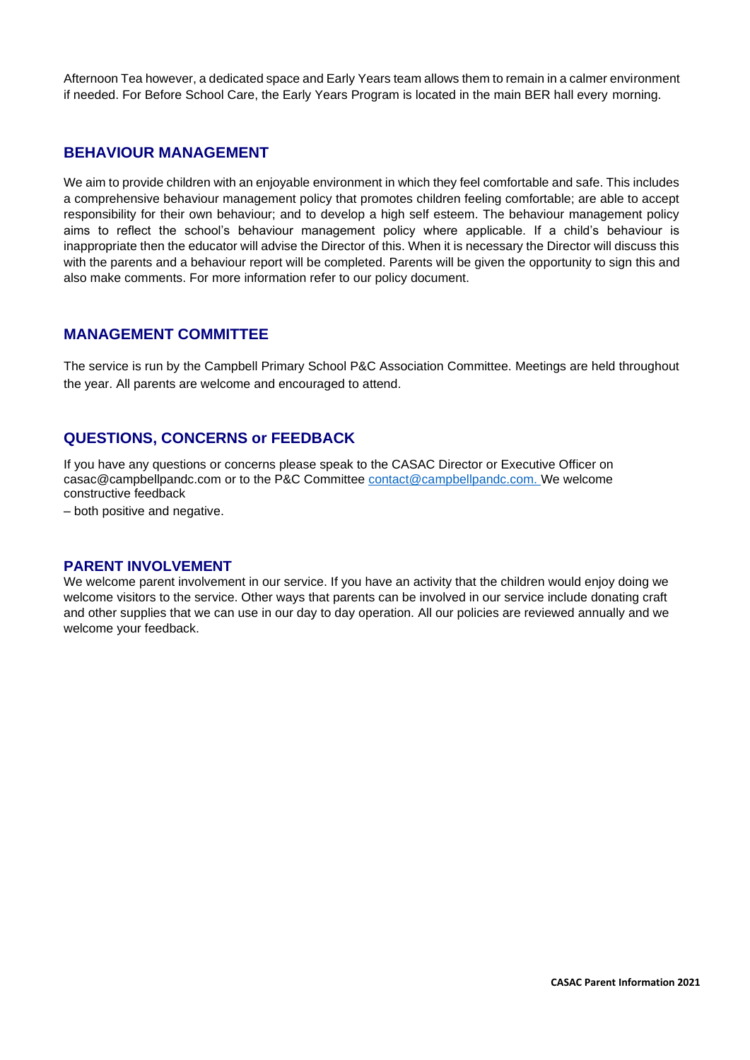Afternoon Tea however, a dedicated space and Early Years team allows them to remain in a calmer environment if needed. For Before School Care, the Early Years Program is located in the main BER hall every morning.

## BEHAVIOUR MANAGEMENT

We aim to provide children with an enjoyable environment in which they feel comfortable and safe. This includes a comprehensive behaviour management policy that promotes children feeling comfortable; are able to accept responsibility for their own behaviour; and to develop a high self esteem. The behaviour management policy aims to reflect the school's behaviour management policy where applicable. If a child's behaviour is inappropriate then the educator will advise the Director of this. When it is necessary the Director will discuss this with the parents and a behaviour report will be completed. Parents will be given the opportunity to sign this and also make comments. For more information refer to our policy document.

## MANAGEMENT COMMITTEE

The service is run by the Campbell Primary School P&C Association Committee. Meetings are held throughout the year. All parents are welcome and encouraged to attend.

## QUESTIONS, CONCERNS or FEEDBACK

If you have any questions or concerns please speak to the CASAC Director or Executive Officer on casac@campbellpandc.com or to the P&C Committee contact@campbellpandc.com. We welcome constructive feedback
– both positive and negative.

## PARENT INVOLVEMENT

We welcome parent involvement in our service. If you have an activity that the children would enjoy doing we welcome visitors to the service. Other ways that parents can be involved in our service include donating craft and other supplies that we can use in our day to day operation. All our policies are reviewed annually and we welcome your feedback.